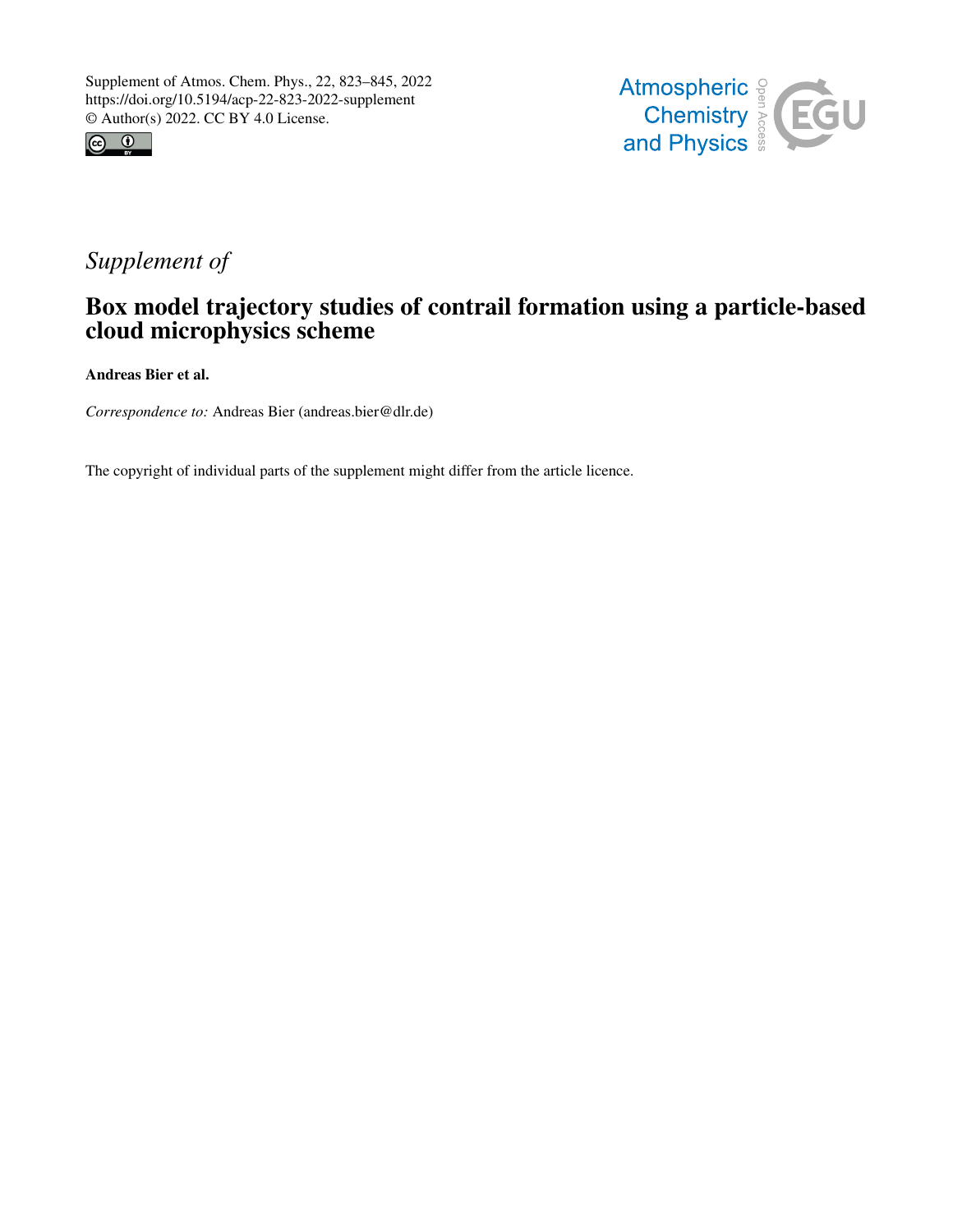Supplement of Atmos. Chem. Phys., 22, 823–845, 2022
https://doi.org/10.5194/acp-22-823-2022-supplement
© Author(s) 2022. CC BY 4.0 License.

*Supplement of*

# Box model trajectory studies of contrail formation using a particle-based cloud microphysics scheme

**Andreas Bier et al.**

*Correspondence to:* Andreas Bier (andreas.bier@dlr.de)

The copyright of individual parts of the supplement might differ from the article licence.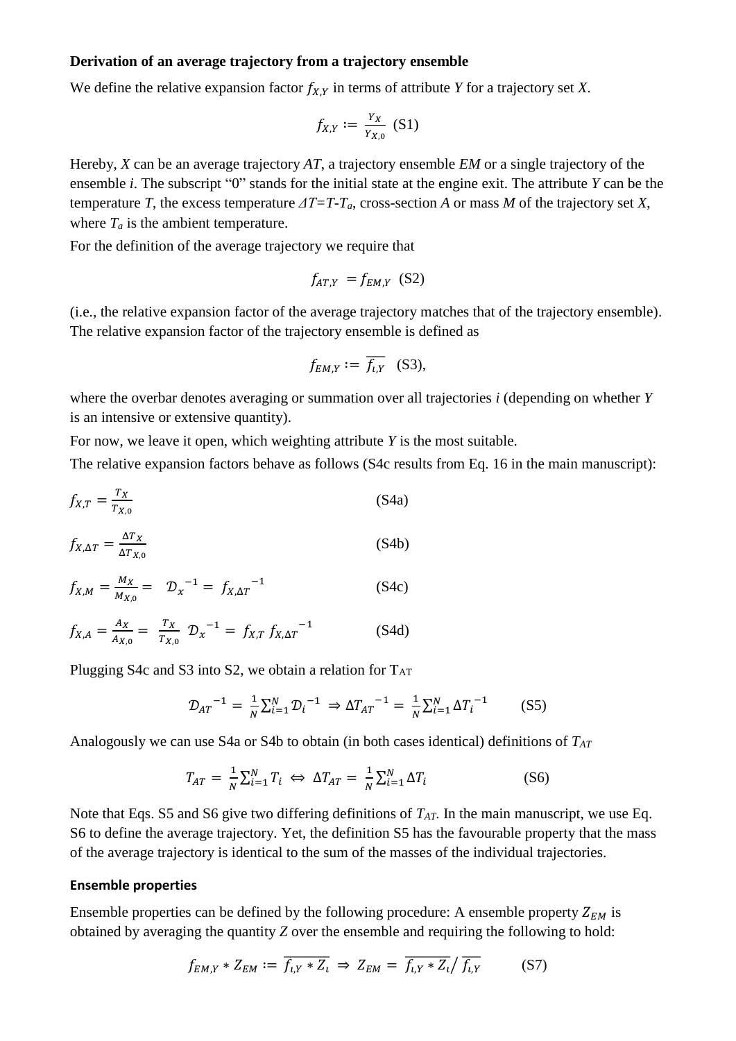**Derivation of an average trajectory from a trajectory ensemble**

We define the relative expansion factor $f_{X,Y}$ in terms of attribute *Y* for a trajectory set *X*.

$$f_{X,Y} := \frac{Y_X}{Y_{X,0}} \quad \text{(S1)}$$

Hereby, *X* can be an average trajectory *AT*, a trajectory ensemble *EM* or a single trajectory of the ensemble *i*. The subscript "0" stands for the initial state at the engine exit. The attribute *Y* can be the temperature *T*, the excess temperature $\Delta T = T - T_a$, cross-section *A* or mass *M* of the trajectory set *X*, where $T_a$ is the ambient temperature.

For the definition of the average trajectory we require that

$$f_{AT,Y} = f_{EM,Y} \quad \text{(S2)}$$

(i.e., the relative expansion factor of the average trajectory matches that of the trajectory ensemble). The relative expansion factor of the trajectory ensemble is defined as

$$f_{EM,Y} := \overline{f_{i,Y}} \quad \text{(S3)},$$

where the overbar denotes averaging or summation over all trajectories *i* (depending on whether *Y* is an intensive or extensive quantity).

For now, we leave it open, which weighting attribute *Y* is the most suitable.

The relative expansion factors behave as follows (S4c results from Eq. 16 in the main manuscript):

$$f_{X,T} = \frac{T_X}{T_{X,0}} \quad \text{(S4a)}$$

$$f_{X,\Delta T} = \frac{\Delta T_X}{\Delta T_{X,0}} \quad \text{(S4b)}$$

$$f_{X,M} = \frac{M_X}{M_{X,0}} = \mathcal{D}_x^{-1} = f_{X,\Delta T}^{-1} \quad \text{(S4c)}$$

$$f_{X,A} = \frac{A_X}{A_{X,0}} = \frac{T_X}{T_{X,0}} \mathcal{D}_x^{-1} = f_{X,T}\, f_{X,\Delta T}^{-1} \quad \text{(S4d)}$$

Plugging S4c and S3 into S2, we obtain a relation for $T_{AT}$

$$\mathcal{D}_{AT}^{-1} = \frac{1}{N}\sum_{i=1}^{N} \mathcal{D}_i^{-1} \Rightarrow \Delta T_{AT}^{-1} = \frac{1}{N}\sum_{i=1}^{N} \Delta T_i^{-1} \quad \text{(S5)}$$

Analogously we can use S4a or S4b to obtain (in both cases identical) definitions of $T_{AT}$

$$T_{AT} = \frac{1}{N}\sum_{i=1}^{N} T_i \Leftrightarrow \Delta T_{AT} = \frac{1}{N}\sum_{i=1}^{N} \Delta T_i \quad \text{(S6)}$$

Note that Eqs. S5 and S6 give two differing definitions of $T_{AT}$. In the main manuscript, we use Eq. S6 to define the average trajectory. Yet, the definition S5 has the favourable property that the mass of the average trajectory is identical to the sum of the masses of the individual trajectories.

**Ensemble properties**

Ensemble properties can be defined by the following procedure: A ensemble property $Z_{EM}$ is obtained by averaging the quantity *Z* over the ensemble and requiring the following to hold:

$$f_{EM,Y} * Z_{EM} := \overline{f_{i,Y} * Z_i} \Rightarrow Z_{EM} = \overline{f_{i,Y} * Z_i} / \overline{f_{i,Y}} \quad \text{(S7)}$$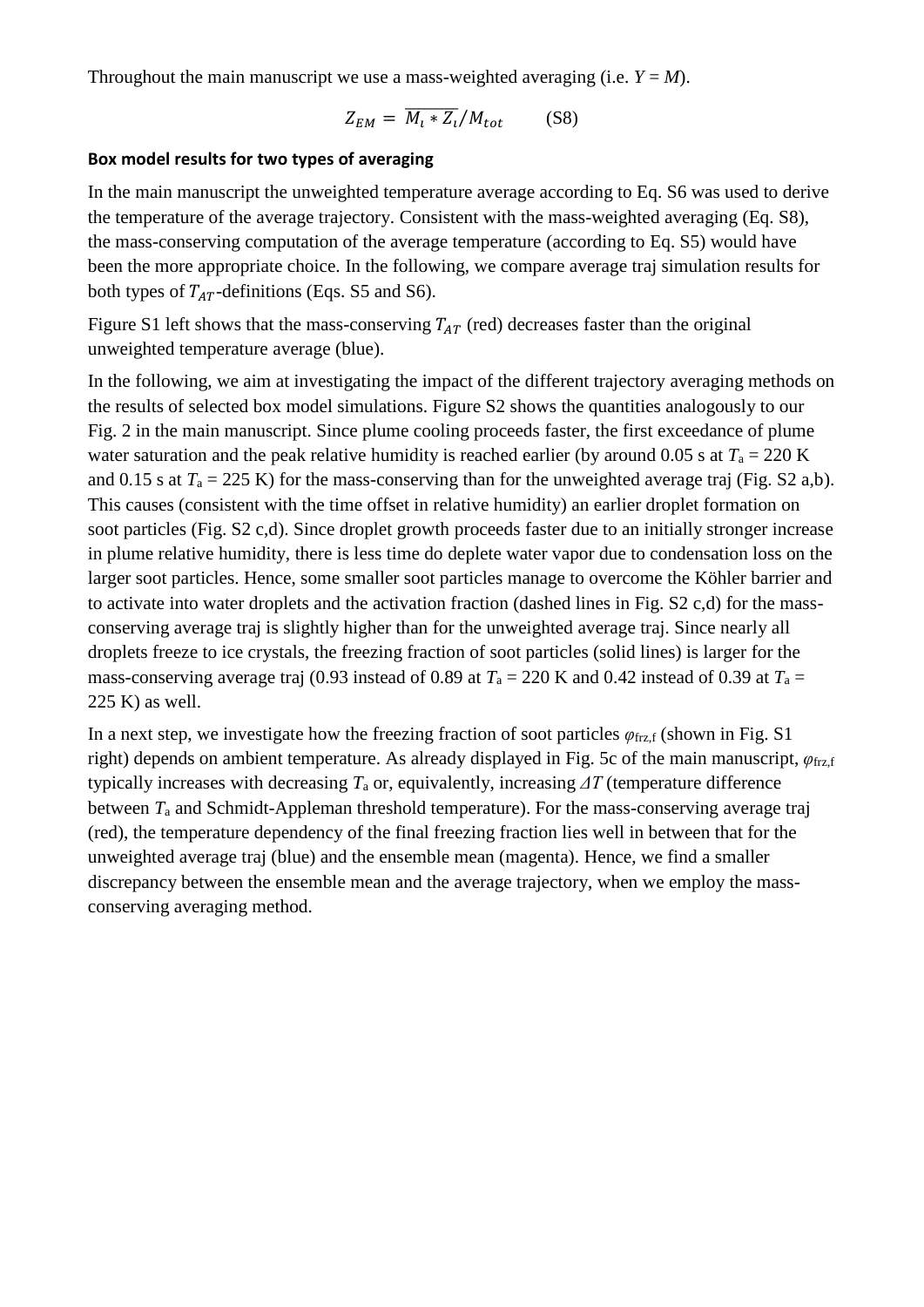Throughout the main manuscript we use a mass-weighted averaging (i.e. $Y = M$).

$$Z_{EM} = \overline{M_\iota * Z_\iota}/M_{tot} \qquad \text{(S8)}$$

**Box model results for two types of averaging**

In the main manuscript the unweighted temperature average according to Eq. S6 was used to derive the temperature of the average trajectory. Consistent with the mass-weighted averaging (Eq. S8), the mass-conserving computation of the average temperature (according to Eq. S5) would have been the more appropriate choice. In the following, we compare average traj simulation results for both types of $T_{AT}$-definitions (Eqs. S5 and S6).

Figure S1 left shows that the mass-conserving $T_{AT}$ (red) decreases faster than the original unweighted temperature average (blue).

In the following, we aim at investigating the impact of the different trajectory averaging methods on the results of selected box model simulations. Figure S2 shows the quantities analogously to our Fig. 2 in the main manuscript. Since plume cooling proceeds faster, the first exceedance of plume water saturation and the peak relative humidity is reached earlier (by around 0.05 s at $T_a$ = 220 K and 0.15 s at $T_a$ = 225 K) for the mass-conserving than for the unweighted average traj (Fig. S2 a,b). This causes (consistent with the time offset in relative humidity) an earlier droplet formation on soot particles (Fig. S2 c,d). Since droplet growth proceeds faster due to an initially stronger increase in plume relative humidity, there is less time do deplete water vapor due to condensation loss on the larger soot particles. Hence, some smaller soot particles manage to overcome the Köhler barrier and to activate into water droplets and the activation fraction (dashed lines in Fig. S2 c,d) for the mass-conserving average traj is slightly higher than for the unweighted average traj. Since nearly all droplets freeze to ice crystals, the freezing fraction of soot particles (solid lines) is larger for the mass-conserving average traj (0.93 instead of 0.89 at $T_a$ = 220 K and 0.42 instead of 0.39 at $T_a$ = 225 K) as well.

In a next step, we investigate how the freezing fraction of soot particles $\varphi_{frz,f}$ (shown in Fig. S1 right) depends on ambient temperature. As already displayed in Fig. 5c of the main manuscript, $\varphi_{frz,f}$ typically increases with decreasing $T_a$ or, equivalently, increasing $\Delta T$ (temperature difference between $T_a$ and Schmidt-Appleman threshold temperature). For the mass-conserving average traj (red), the temperature dependency of the final freezing fraction lies well in between that for the unweighted average traj (blue) and the ensemble mean (magenta). Hence, we find a smaller discrepancy between the ensemble mean and the average trajectory, when we employ the mass-conserving averaging method.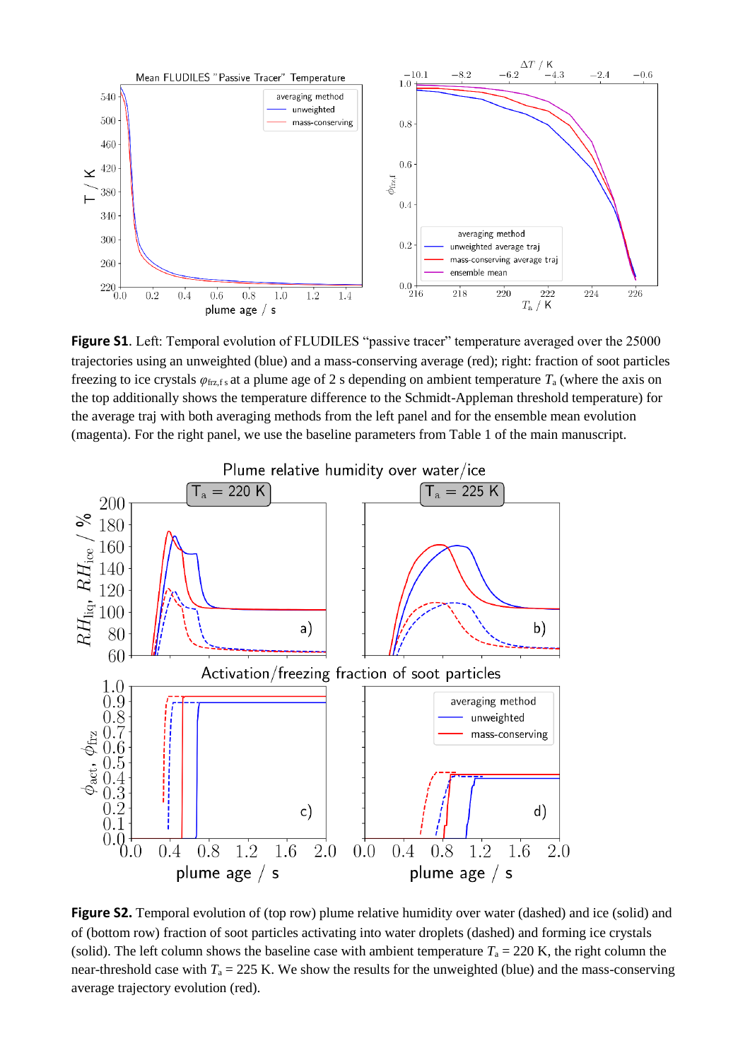Mean FLUDILES "Passive Tracer" Temperature

T / K

540
500
460
420
380
340
300
260
220

0.0 0.2 0.4 0.6 0.8 1.0 1.2 1.4

plume age / s

averaging method
unweighted
mass-conserving

$\Delta T$ / K

−10.1 −8.2 −6.2 −4.3 −2.4 −0.6

$\phi_{\mathrm{frz,f}}$

1.0
0.8
0.6
0.4
0.2
0.0

216 218 220 222 224 226

$T_{\mathrm{a}}$ / K

averaging method
unweighted average traj
mass-conserving average traj
ensemble mean

**Figure S1**. Left: Temporal evolution of FLUDILES "passive tracer" temperature averaged over the 25000 trajectories using an unweighted average (blue) and a mass-conserving average (red); right: fraction of soot particles freezing to ice crystals $\varphi_{\mathrm{frz,f\,s}}$ at a plume age of 2 s depending on ambient temperature $T_{\mathrm{a}}$ (where the axis on the top additionally shows the temperature difference to the Schmidt-Appleman threshold temperature) for the average traj with both averaging methods from the left panel and for the ensemble mean evolution (magenta). For the right panel, we use the baseline parameters from Table 1 of the main manuscript.

Plume relative humidity over water/ice

$T_{\mathrm{a}}$ = 220 K

$T_{\mathrm{a}}$ = 225 K

$RH_{\mathrm{liq}}$, $RH_{\mathrm{ice}}$ / %

200
180
160
140
120
100
80
60

a)

b)

Activation/freezing fraction of soot particles

$\phi_{\mathrm{act}}$, $\phi_{\mathrm{frz}}$

1.0
0.9
0.8
0.7
0.6
0.5
0.4
0.3
0.2
0.1
0.0

c)

d)

averaging method
unweighted
mass-conserving

0.0 0.4 0.8 1.2 1.6 2.0

plume age / s

0.0 0.4 0.8 1.2 1.6 2.0

plume age / s

**Figure S2.** Temporal evolution of (top row) plume relative humidity over water (dashed) and ice (solid) and of (bottom row) fraction of soot particles activating into water droplets (dashed) and forming ice crystals (solid). The left column shows the baseline case with ambient temperature $T_{\mathrm{a}}$ = 220 K, the right column the near-threshold case with $T_{\mathrm{a}}$ = 225 K. We show the results for the unweighted (blue) and the mass-conserving average trajectory evolution (red).